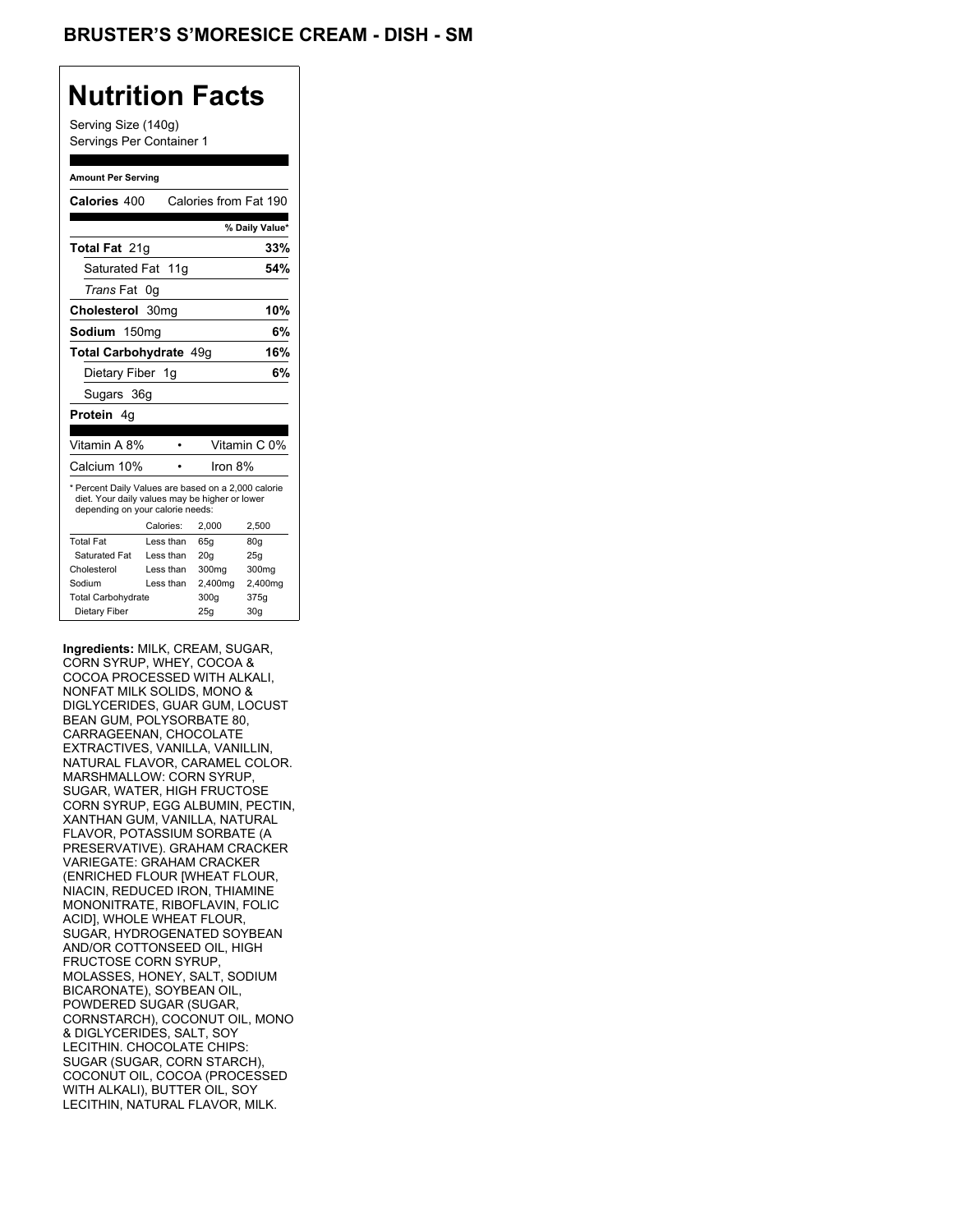## BRUSTER'S S'MORESICE CREAM - DISH - SM

# Nutrition Facts

Serving Size (140g)
Servings Per Container 1

**Amount Per Serving**

**Calories** 400 Calories from Fat 190

| | % Daily Value* |
|---|---|
| **Total Fat** 21g | **33%** |
| Saturated Fat 11g | **54%** |
| *Trans* Fat 0g | |
| **Cholesterol** 30mg | **10%** |
| **Sodium** 150mg | **6%** |
| **Total Carbohydrate** 49g | **16%** |
| Dietary Fiber 1g | **6%** |
| Sugars 36g | |
| **Protein** 4g | |

| | | |
|---|---|---|
| Vitamin A 8% | • | Vitamin C 0% |
| Calcium 10% | • | Iron 8% |

\* Percent Daily Values are based on a 2,000 calorie diet. Your daily values may be higher or lower depending on your calorie needs:

| | Calories: | 2,000 | 2,500 |
|---|---|---|---|
| Total Fat | Less than | 65g | 80g |
| Saturated Fat | Less than | 20g | 25g |
| Cholesterol | Less than | 300mg | 300mg |
| Sodium | Less than | 2,400mg | 2,400mg |
| Total Carbohydrate | | 300g | 375g |
| Dietary Fiber | | 25g | 30g |

**Ingredients:** MILK, CREAM, SUGAR, CORN SYRUP, WHEY, COCOA & COCOA PROCESSED WITH ALKALI, NONFAT MILK SOLIDS, MONO & DIGLYCERIDES, GUAR GUM, LOCUST BEAN GUM, POLYSORBATE 80, CARRAGEENAN, CHOCOLATE EXTRACTIVES, VANILLA, VANILLIN, NATURAL FLAVOR, CARAMEL COLOR. MARSHMALLOW: CORN SYRUP, SUGAR, WATER, HIGH FRUCTOSE CORN SYRUP, EGG ALBUMIN, PECTIN, XANTHAN GUM, VANILLA, NATURAL FLAVOR, POTASSIUM SORBATE (A PRESERVATIVE). GRAHAM CRACKER VARIEGATE: GRAHAM CRACKER (ENRICHED FLOUR [WHEAT FLOUR, NIACIN, REDUCED IRON, THIAMINE MONONITRATE, RIBOFLAVIN, FOLIC ACID], WHOLE WHEAT FLOUR, SUGAR, HYDROGENATED SOYBEAN AND/OR COTTONSEED OIL, HIGH FRUCTOSE CORN SYRUP, MOLASSES, HONEY, SALT, SODIUM BICARONATE), SOYBEAN OIL, POWDERED SUGAR (SUGAR, CORNSTARCH), COCONUT OIL, MONO & DIGLYCERIDES, SALT, SOY LECITHIN. CHOCOLATE CHIPS: SUGAR (SUGAR, CORN STARCH), COCONUT OIL, COCOA (PROCESSED WITH ALKALI), BUTTER OIL, SOY LECITHIN, NATURAL FLAVOR, MILK.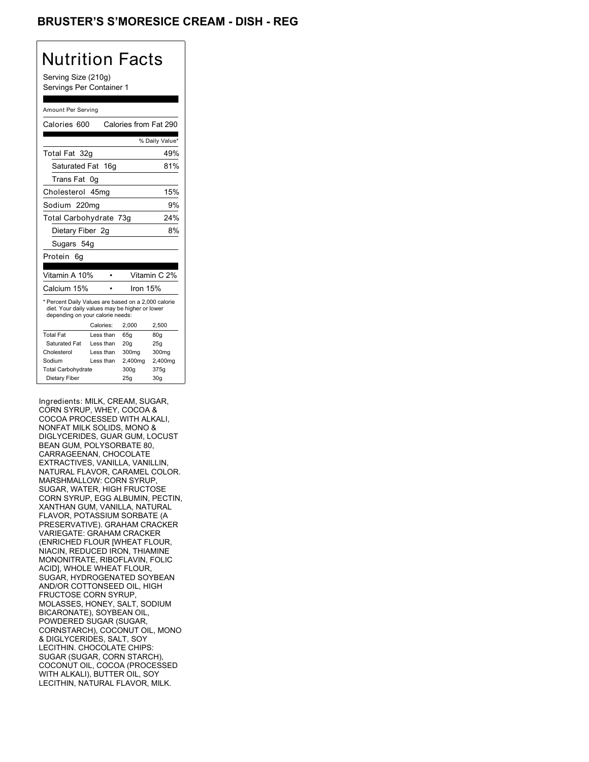## BRUSTER'S S'MORESICE CREAM - DISH - REG

# Nutrition Facts

Serving Size (210g)
Servings Per Container 1

Amount Per Serving

| Calories 600 | Calories from Fat 290 |
|---|---|
| | % Daily Value* |
| Total Fat 32g | 49% |
| Saturated Fat 16g | 81% |
| Trans Fat 0g | |
| Cholesterol 45mg | 15% |
| Sodium 220mg | 9% |
| Total Carbohydrate 73g | 24% |
| Dietary Fiber 2g | 8% |
| Sugars 54g | |
| Protein 6g | |

| Vitamin A 10% | • | Vitamin C 2% |
|---|---|---|
| Calcium 15% | • | Iron 15% |

* Percent Daily Values are based on a 2,000 calorie diet. Your daily values may be higher or lower depending on your calorie needs:

| | Calories: | 2,000 | 2,500 |
|---|---|---|---|
| Total Fat | Less than | 65g | 80g |
| Saturated Fat | Less than | 20g | 25g |
| Cholesterol | Less than | 300mg | 300mg |
| Sodium | Less than | 2,400mg | 2,400mg |
| Total Carbohydrate | | 300g | 375g |
| Dietary Fiber | | 25g | 30g |

Ingredients: MILK, CREAM, SUGAR, CORN SYRUP, WHEY, COCOA & COCOA PROCESSED WITH ALKALI, NONFAT MILK SOLIDS, MONO & DIGLYCERIDES, GUAR GUM, LOCUST BEAN GUM, POLYSORBATE 80, CARRAGEENAN, CHOCOLATE EXTRACTIVES, VANILLA, VANILLIN, NATURAL FLAVOR, CARAMEL COLOR. MARSHMALLOW: CORN SYRUP, SUGAR, WATER, HIGH FRUCTOSE CORN SYRUP, EGG ALBUMIN, PECTIN, XANTHAN GUM, VANILLA, NATURAL FLAVOR, POTASSIUM SORBATE (A PRESERVATIVE). GRAHAM CRACKER VARIEGATE: GRAHAM CRACKER (ENRICHED FLOUR [WHEAT FLOUR, NIACIN, REDUCED IRON, THIAMINE MONONITRATE, RIBOFLAVIN, FOLIC ACID], WHOLE WHEAT FLOUR, SUGAR, HYDROGENATED SOYBEAN AND/OR COTTONSEED OIL, HIGH FRUCTOSE CORN SYRUP, MOLASSES, HONEY, SALT, SODIUM BICARONATE), SOYBEAN OIL, POWDERED SUGAR (SUGAR, CORNSTARCH), COCONUT OIL, MONO & DIGLYCERIDES, SALT, SOY LECITHIN. CHOCOLATE CHIPS: SUGAR (SUGAR, CORN STARCH), COCONUT OIL, COCOA (PROCESSED WITH ALKALI), BUTTER OIL, SOY LECITHIN, NATURAL FLAVOR, MILK.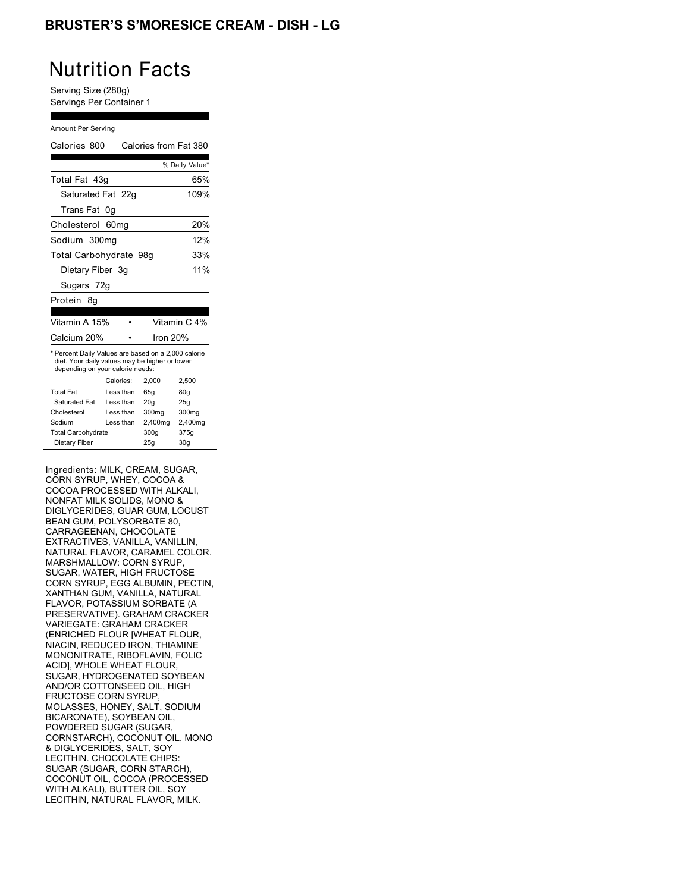## BRUSTER'S S'MORESICE CREAM - DISH - LG

# Nutrition Facts

Serving Size (280g)
Servings Per Container 1

Amount Per Serving

| Calories 800 | Calories from Fat 380 |
|---|---|
| | % Daily Value* |
| Total Fat 43g | 65% |
| Saturated Fat 22g | 109% |
| Trans Fat 0g | |
| Cholesterol 60mg | 20% |
| Sodium 300mg | 12% |
| Total Carbohydrate 98g | 33% |
| Dietary Fiber 3g | 11% |
| Sugars 72g | |
| Protein 8g | |

| Vitamin A 15% | • | Vitamin C 4% |
|---|---|---|
| Calcium 20% | • | Iron 20% |

* Percent Daily Values are based on a 2,000 calorie diet. Your daily values may be higher or lower depending on your calorie needs:

| | Calories: | 2,000 | 2,500 |
|---|---|---|---|
| Total Fat | Less than | 65g | 80g |
| Saturated Fat | Less than | 20g | 25g |
| Cholesterol | Less than | 300mg | 300mg |
| Sodium | Less than | 2,400mg | 2,400mg |
| Total Carbohydrate | | 300g | 375g |
| Dietary Fiber | | 25g | 30g |

Ingredients: MILK, CREAM, SUGAR, CORN SYRUP, WHEY, COCOA & COCOA PROCESSED WITH ALKALI, NONFAT MILK SOLIDS, MONO & DIGLYCERIDES, GUAR GUM, LOCUST BEAN GUM, POLYSORBATE 80, CARRAGEENAN, CHOCOLATE EXTRACTIVES, VANILLA, VANILLIN, NATURAL FLAVOR, CARAMEL COLOR. MARSHMALLOW: CORN SYRUP, SUGAR, WATER, HIGH FRUCTOSE CORN SYRUP, EGG ALBUMIN, PECTIN, XANTHAN GUM, VANILLA, NATURAL FLAVOR, POTASSIUM SORBATE (A PRESERVATIVE). GRAHAM CRACKER VARIEGATE: GRAHAM CRACKER (ENRICHED FLOUR [WHEAT FLOUR, NIACIN, REDUCED IRON, THIAMINE MONONITRATE, RIBOFLAVIN, FOLIC ACID], WHOLE WHEAT FLOUR, SUGAR, HYDROGENATED SOYBEAN AND/OR COTTONSEED OIL, HIGH FRUCTOSE CORN SYRUP, MOLASSES, HONEY, SALT, SODIUM BICARONATE), SOYBEAN OIL, POWDERED SUGAR (SUGAR, CORNSTARCH), COCONUT OIL, MONO & DIGLYCERIDES, SALT, SOY LECITHIN. CHOCOLATE CHIPS: SUGAR (SUGAR, CORN STARCH), COCONUT OIL, COCOA (PROCESSED WITH ALKALI), BUTTER OIL, SOY LECITHIN, NATURAL FLAVOR, MILK.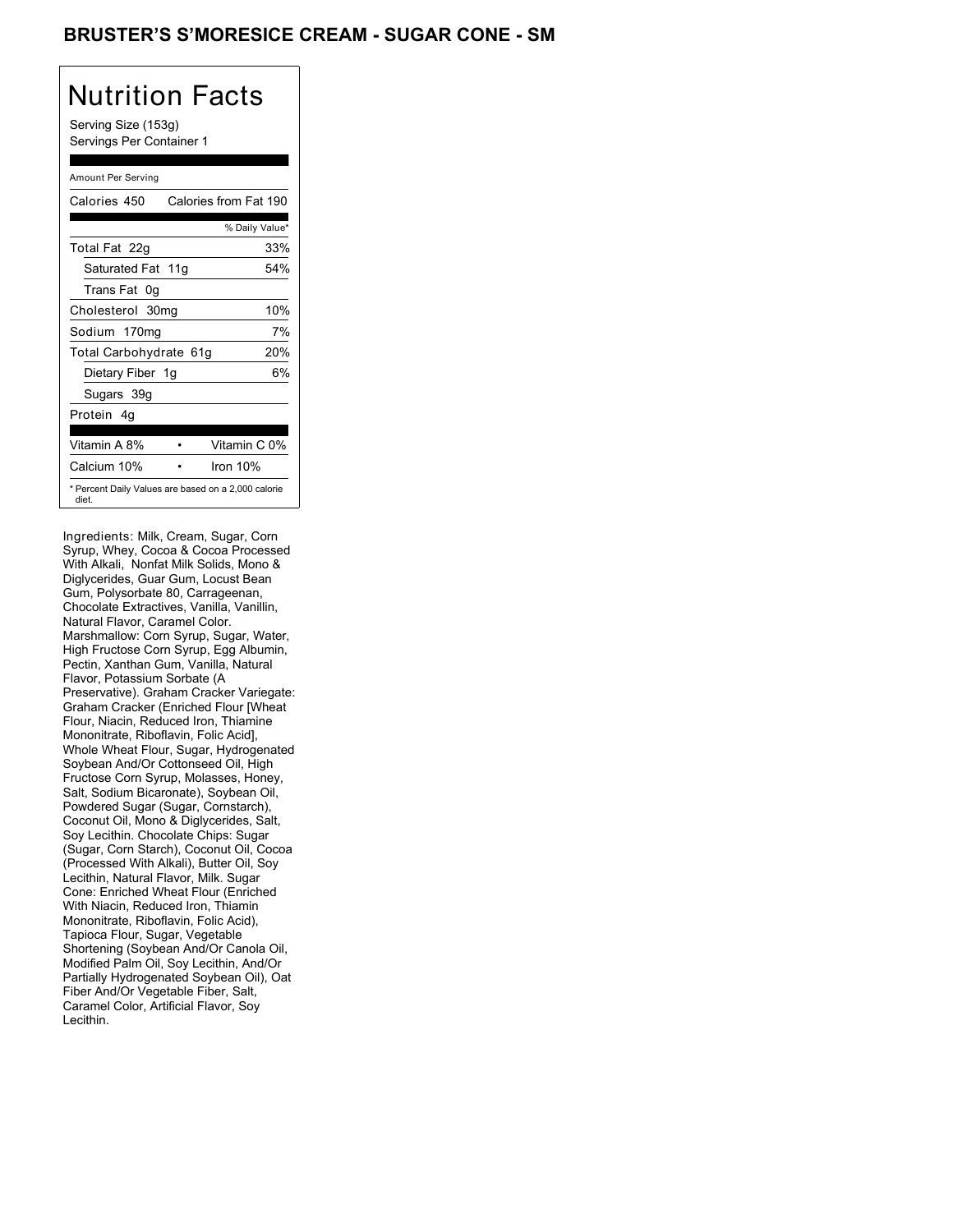# BRUSTER'S S'MORESICE CREAM - SUGAR CONE - SM

## Nutrition Facts

Serving Size (153g)
Servings Per Container 1

Amount Per Serving

| Calories 450 | Calories from Fat 190 |
|---|---|
| | % Daily Value* |
| Total Fat 22g | 33% |
| Saturated Fat 11g | 54% |
| Trans Fat 0g | |
| Cholesterol 30mg | 10% |
| Sodium 170mg | 7% |
| Total Carbohydrate 61g | 20% |
| Dietary Fiber 1g | 6% |
| Sugars 39g | |
| Protein 4g | |

| Vitamin A 8% | • | Vitamin C 0% |
|---|---|---|
| Calcium 10% | • | Iron 10% |

* Percent Daily Values are based on a 2,000 calorie diet.

Ingredients: Milk, Cream, Sugar, Corn Syrup, Whey, Cocoa & Cocoa Processed With Alkali, Nonfat Milk Solids, Mono & Diglycerides, Guar Gum, Locust Bean Gum, Polysorbate 80, Carrageenan, Chocolate Extractives, Vanilla, Vanillin, Natural Flavor, Caramel Color. Marshmallow: Corn Syrup, Sugar, Water, High Fructose Corn Syrup, Egg Albumin, Pectin, Xanthan Gum, Vanilla, Natural Flavor, Potassium Sorbate (A Preservative). Graham Cracker Variegate: Graham Cracker (Enriched Flour [Wheat Flour, Niacin, Reduced Iron, Thiamine Mononitrate, Riboflavin, Folic Acid], Whole Wheat Flour, Sugar, Hydrogenated Soybean And/Or Cottonseed Oil, High Fructose Corn Syrup, Molasses, Honey, Salt, Sodium Bicaronate), Soybean Oil, Powdered Sugar (Sugar, Cornstarch), Coconut Oil, Mono & Diglycerides, Salt, Soy Lecithin. Chocolate Chips: Sugar (Sugar, Corn Starch), Coconut Oil, Cocoa (Processed With Alkali), Butter Oil, Soy Lecithin, Natural Flavor, Milk. Sugar Cone: Enriched Wheat Flour (Enriched With Niacin, Reduced Iron, Thiamin Mononitrate, Riboflavin, Folic Acid), Tapioca Flour, Sugar, Vegetable Shortening (Soybean And/Or Canola Oil, Modified Palm Oil, Soy Lecithin, And/Or Partially Hydrogenated Soybean Oil), Oat Fiber And/Or Vegetable Fiber, Salt, Caramel Color, Artificial Flavor, Soy Lecithin.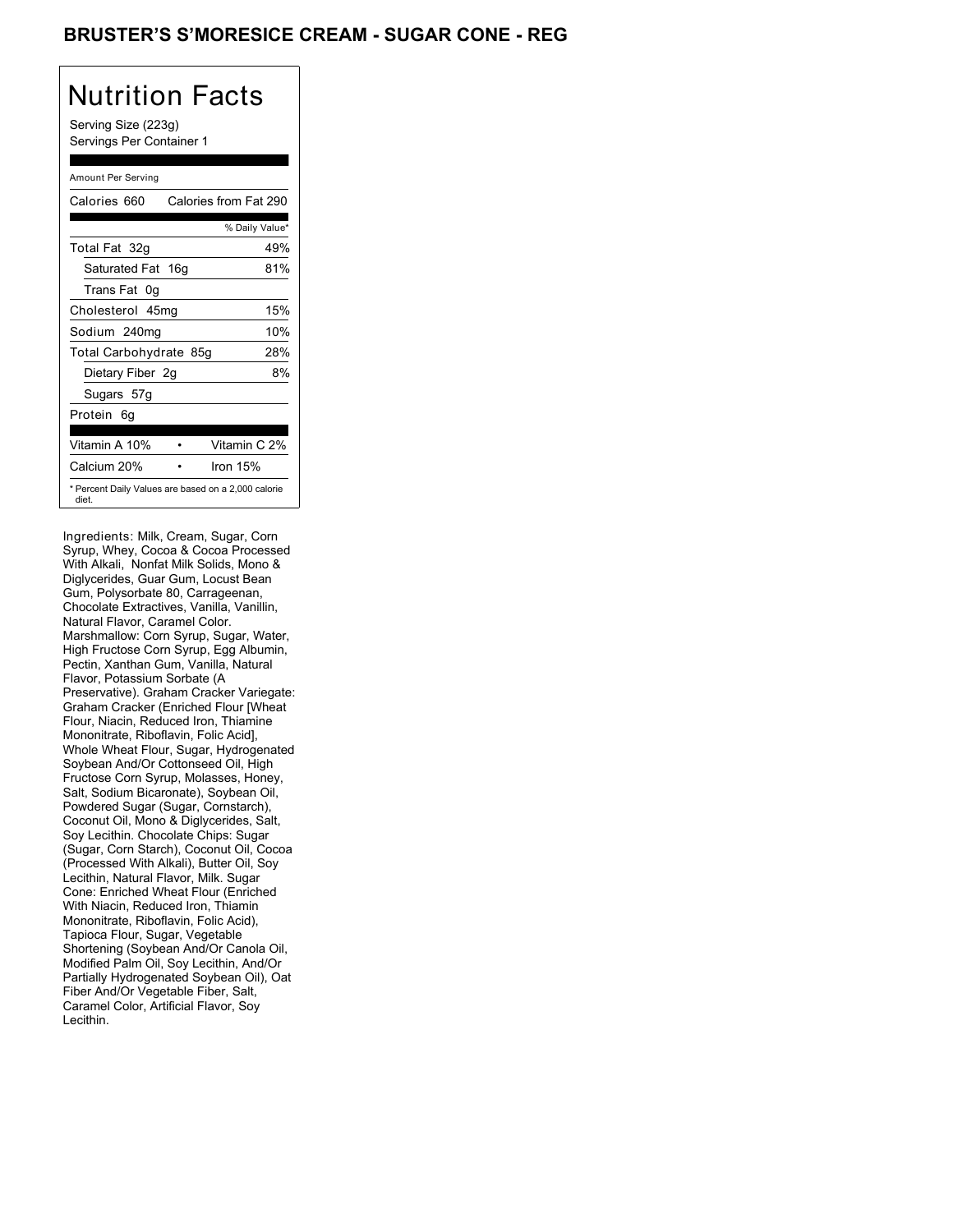# BRUSTER'S S'MORESICE CREAM - SUGAR CONE - REG

## Nutrition Facts

Serving Size (223g)
Servings Per Container 1

Amount Per Serving

| Calories 660 | Calories from Fat 290 |
|---|---|
| | % Daily Value* |
| Total Fat 32g | 49% |
| Saturated Fat 16g | 81% |
| Trans Fat 0g | |
| Cholesterol 45mg | 15% |
| Sodium 240mg | 10% |
| Total Carbohydrate 85g | 28% |
| Dietary Fiber 2g | 8% |
| Sugars 57g | |
| Protein 6g | |

| Vitamin A 10% | • | Vitamin C 2% |
|---|---|---|
| Calcium 20% | • | Iron 15% |

* Percent Daily Values are based on a 2,000 calorie diet.

Ingredients: Milk, Cream, Sugar, Corn Syrup, Whey, Cocoa & Cocoa Processed With Alkali, Nonfat Milk Solids, Mono & Diglycerides, Guar Gum, Locust Bean Gum, Polysorbate 80, Carrageenan, Chocolate Extractives, Vanilla, Vanillin, Natural Flavor, Caramel Color. Marshmallow: Corn Syrup, Sugar, Water, High Fructose Corn Syrup, Egg Albumin, Pectin, Xanthan Gum, Vanilla, Natural Flavor, Potassium Sorbate (A Preservative). Graham Cracker Variegate: Graham Cracker (Enriched Flour [Wheat Flour, Niacin, Reduced Iron, Thiamine Mononitrate, Riboflavin, Folic Acid], Whole Wheat Flour, Sugar, Hydrogenated Soybean And/Or Cottonseed Oil, High Fructose Corn Syrup, Molasses, Honey, Salt, Sodium Bicaronate), Soybean Oil, Powdered Sugar (Sugar, Cornstarch), Coconut Oil, Mono & Diglycerides, Salt, Soy Lecithin. Chocolate Chips: Sugar (Sugar, Corn Starch), Coconut Oil, Cocoa (Processed With Alkali), Butter Oil, Soy Lecithin, Natural Flavor, Milk. Sugar Cone: Enriched Wheat Flour (Enriched With Niacin, Reduced Iron, Thiamin Mononitrate, Riboflavin, Folic Acid), Tapioca Flour, Sugar, Vegetable Shortening (Soybean And/Or Canola Oil, Modified Palm Oil, Soy Lecithin, And/Or Partially Hydrogenated Soybean Oil), Oat Fiber And/Or Vegetable Fiber, Salt, Caramel Color, Artificial Flavor, Soy Lecithin.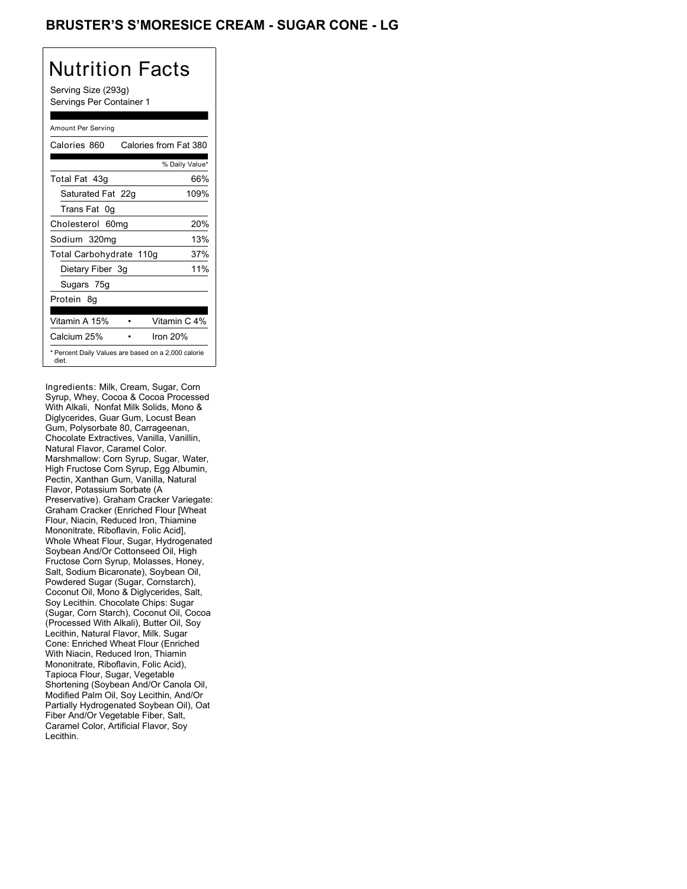# BRUSTER'S S'MORESICE CREAM - SUGAR CONE - LG

## Nutrition Facts

Serving Size (293g)
Servings Per Container 1

Amount Per Serving

| Calories 860 | Calories from Fat 380 |
|---|---|
| | % Daily Value* |
| Total Fat 43g | 66% |
| Saturated Fat 22g | 109% |
| Trans Fat 0g | |
| Cholesterol 60mg | 20% |
| Sodium 320mg | 13% |
| Total Carbohydrate 110g | 37% |
| Dietary Fiber 3g | 11% |
| Sugars 75g | |
| Protein 8g | |

| Vitamin A 15% | • | Vitamin C 4% |
|---|---|---|
| Calcium 25% | • | Iron 20% |

* Percent Daily Values are based on a 2,000 calorie diet.

Ingredients: Milk, Cream, Sugar, Corn Syrup, Whey, Cocoa & Cocoa Processed With Alkali, Nonfat Milk Solids, Mono & Diglycerides, Guar Gum, Locust Bean Gum, Polysorbate 80, Carrageenan, Chocolate Extractives, Vanilla, Vanillin, Natural Flavor, Caramel Color. Marshmallow: Corn Syrup, Sugar, Water, High Fructose Corn Syrup, Egg Albumin, Pectin, Xanthan Gum, Vanilla, Natural Flavor, Potassium Sorbate (A Preservative). Graham Cracker Variegate: Graham Cracker (Enriched Flour [Wheat Flour, Niacin, Reduced Iron, Thiamine Mononitrate, Riboflavin, Folic Acid], Whole Wheat Flour, Sugar, Hydrogenated Soybean And/Or Cottonseed Oil, High Fructose Corn Syrup, Molasses, Honey, Salt, Sodium Bicaronate), Soybean Oil, Powdered Sugar (Sugar, Cornstarch), Coconut Oil, Mono & Diglycerides, Salt, Soy Lecithin. Chocolate Chips: Sugar (Sugar, Corn Starch), Coconut Oil, Cocoa (Processed With Alkali), Butter Oil, Soy Lecithin, Natural Flavor, Milk. Sugar Cone: Enriched Wheat Flour (Enriched With Niacin, Reduced Iron, Thiamin Mononitrate, Riboflavin, Folic Acid), Tapioca Flour, Sugar, Vegetable Shortening (Soybean And/Or Canola Oil, Modified Palm Oil, Soy Lecithin, And/Or Partially Hydrogenated Soybean Oil), Oat Fiber And/Or Vegetable Fiber, Salt, Caramel Color, Artificial Flavor, Soy Lecithin.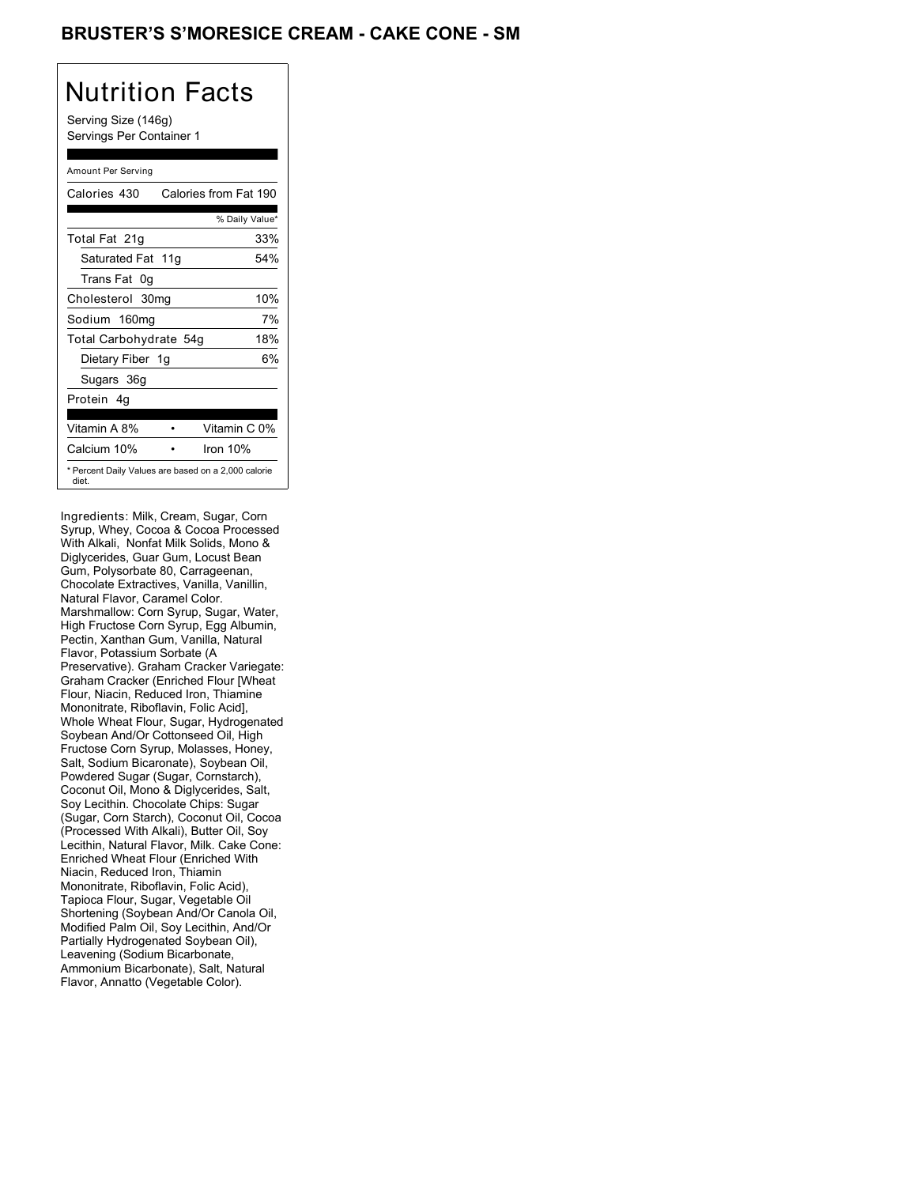# BRUSTER'S S'MORESICE CREAM - CAKE CONE - SM

## Nutrition Facts

Serving Size (146g)
Servings Per Container 1

Amount Per Serving

| Calories 430 | Calories from Fat 190 |
|---|---|
| | % Daily Value* |
| Total Fat 21g | 33% |
| Saturated Fat 11g | 54% |
| Trans Fat 0g | |
| Cholesterol 30mg | 10% |
| Sodium 160mg | 7% |
| Total Carbohydrate 54g | 18% |
| Dietary Fiber 1g | 6% |
| Sugars 36g | |
| Protein 4g | |

| Vitamin A 8% | • | Vitamin C 0% |
|---|---|---|
| Calcium 10% | • | Iron 10% |

* Percent Daily Values are based on a 2,000 calorie diet.

Ingredients: Milk, Cream, Sugar, Corn Syrup, Whey, Cocoa & Cocoa Processed With Alkali, Nonfat Milk Solids, Mono & Diglycerides, Guar Gum, Locust Bean Gum, Polysorbate 80, Carrageenan, Chocolate Extractives, Vanilla, Vanillin, Natural Flavor, Caramel Color. Marshmallow: Corn Syrup, Sugar, Water, High Fructose Corn Syrup, Egg Albumin, Pectin, Xanthan Gum, Vanilla, Natural Flavor, Potassium Sorbate (A Preservative). Graham Cracker Variegate: Graham Cracker (Enriched Flour [Wheat Flour, Niacin, Reduced Iron, Thiamine Mononitrate, Riboflavin, Folic Acid], Whole Wheat Flour, Sugar, Hydrogenated Soybean And/Or Cottonseed Oil, High Fructose Corn Syrup, Molasses, Honey, Salt, Sodium Bicaronate), Soybean Oil, Powdered Sugar (Sugar, Cornstarch), Coconut Oil, Mono & Diglycerides, Salt, Soy Lecithin. Chocolate Chips: Sugar (Sugar, Corn Starch), Coconut Oil, Cocoa (Processed With Alkali), Butter Oil, Soy Lecithin, Natural Flavor, Milk. Cake Cone: Enriched Wheat Flour (Enriched With Niacin, Reduced Iron, Thiamin Mononitrate, Riboflavin, Folic Acid), Tapioca Flour, Sugar, Vegetable Oil Shortening (Soybean And/Or Canola Oil, Modified Palm Oil, Soy Lecithin, And/Or Partially Hydrogenated Soybean Oil), Leavening (Sodium Bicarbonate, Ammonium Bicarbonate), Salt, Natural Flavor, Annatto (Vegetable Color).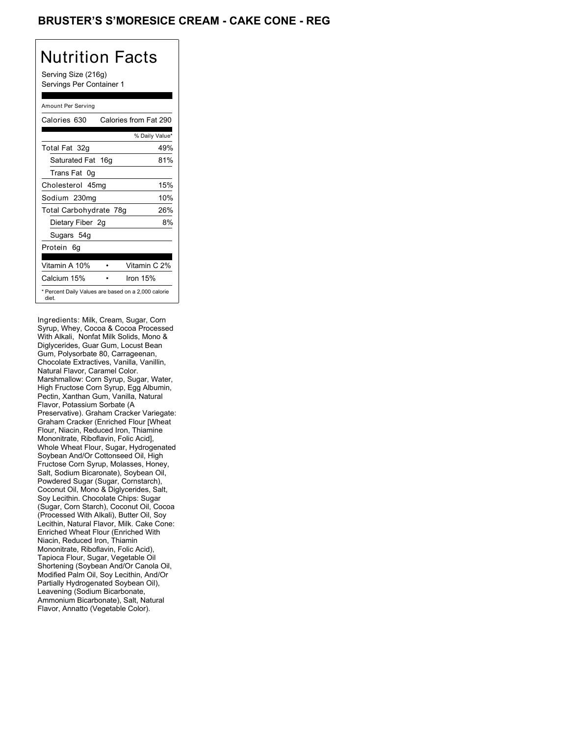# BRUSTER'S S'MORESICE CREAM - CAKE CONE - REG

## Nutrition Facts

Serving Size (216g)
Servings Per Container 1

Amount Per Serving

| | |
|---|---|
| Calories 630 | Calories from Fat 290 |
| | % Daily Value* |
| Total Fat 32g | 49% |
| Saturated Fat 16g | 81% |
| Trans Fat 0g | |
| Cholesterol 45mg | 15% |
| Sodium 230mg | 10% |
| Total Carbohydrate 78g | 26% |
| Dietary Fiber 2g | 8% |
| Sugars 54g | |
| Protein 6g | |
| Vitamin A 10% • | Vitamin C 2% |
| Calcium 15% • | Iron 15% |

* Percent Daily Values are based on a 2,000 calorie diet.

Ingredients: Milk, Cream, Sugar, Corn Syrup, Whey, Cocoa & Cocoa Processed With Alkali, Nonfat Milk Solids, Mono & Diglycerides, Guar Gum, Locust Bean Gum, Polysorbate 80, Carrageenan, Chocolate Extractives, Vanilla, Vanillin, Natural Flavor, Caramel Color. Marshmallow: Corn Syrup, Sugar, Water, High Fructose Corn Syrup, Egg Albumin, Pectin, Xanthan Gum, Vanilla, Natural Flavor, Potassium Sorbate (A Preservative). Graham Cracker Variegate: Graham Cracker (Enriched Flour [Wheat Flour, Niacin, Reduced Iron, Thiamine Mononitrate, Riboflavin, Folic Acid], Whole Wheat Flour, Sugar, Hydrogenated Soybean And/Or Cottonseed Oil, High Fructose Corn Syrup, Molasses, Honey, Salt, Sodium Bicaronate), Soybean Oil, Powdered Sugar (Sugar, Cornstarch), Coconut Oil, Mono & Diglycerides, Salt, Soy Lecithin. Chocolate Chips: Sugar (Sugar, Corn Starch), Coconut Oil, Cocoa (Processed With Alkali), Butter Oil, Soy Lecithin, Natural Flavor, Milk. Cake Cone: Enriched Wheat Flour (Enriched With Niacin, Reduced Iron, Thiamin Mononitrate, Riboflavin, Folic Acid), Tapioca Flour, Sugar, Vegetable Oil Shortening (Soybean And/Or Canola Oil, Modified Palm Oil, Soy Lecithin, And/Or Partially Hydrogenated Soybean Oil), Leavening (Sodium Bicarbonate, Ammonium Bicarbonate), Salt, Natural Flavor, Annatto (Vegetable Color).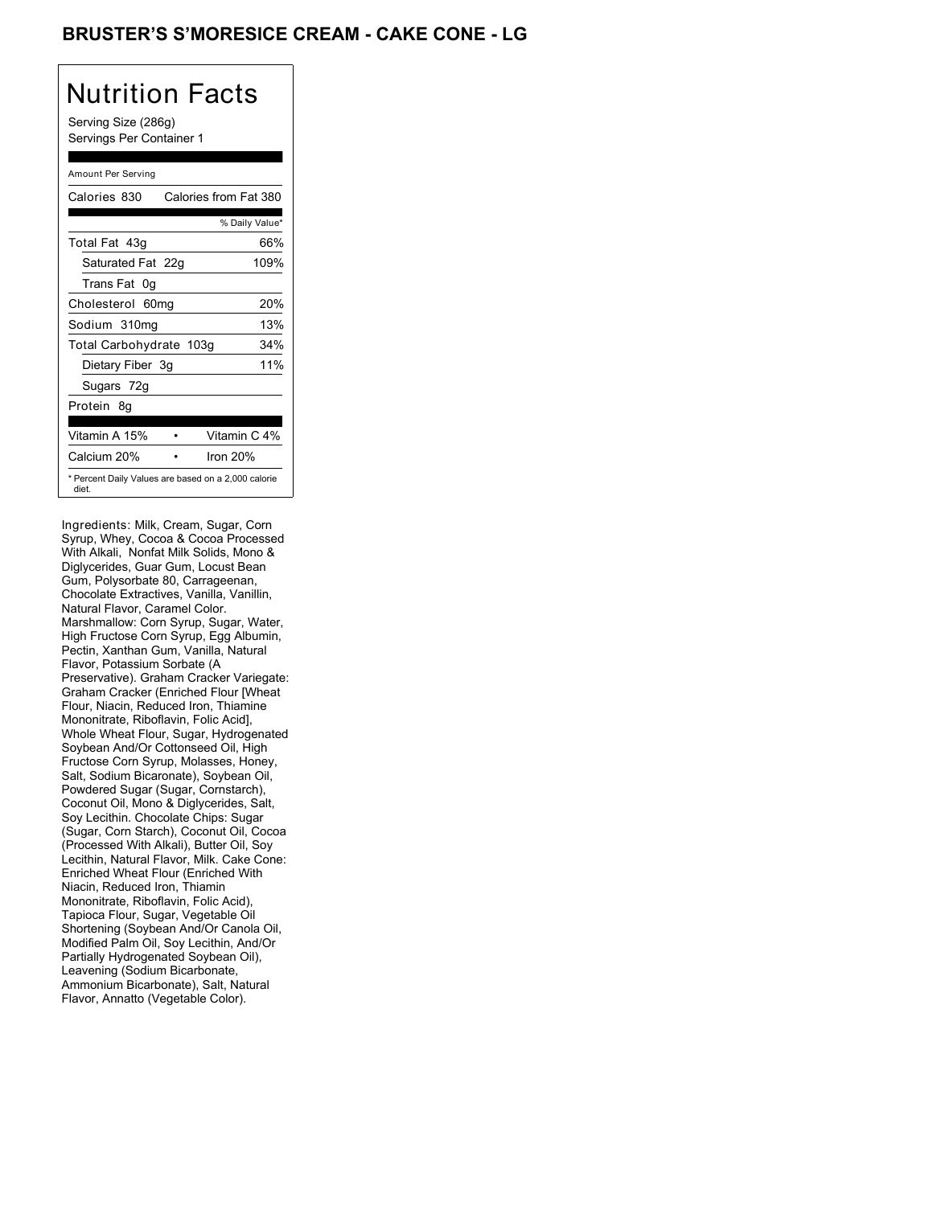# BRUSTER'S S'MORESICE CREAM - CAKE CONE - LG

## Nutrition Facts

Serving Size (286g)
Servings Per Container 1

Amount Per Serving

| Calories 830 | Calories from Fat 380 |
|---|---|
| | % Daily Value* |
| Total Fat 43g | 66% |
| Saturated Fat 22g | 109% |
| Trans Fat 0g | |
| Cholesterol 60mg | 20% |
| Sodium 310mg | 13% |
| Total Carbohydrate 103g | 34% |
| Dietary Fiber 3g | 11% |
| Sugars 72g | |
| Protein 8g | |

| Vitamin A 15% | • | Vitamin C 4% |
|---|---|---|
| Calcium 20% | • | Iron 20% |

* Percent Daily Values are based on a 2,000 calorie diet.

Ingredients: Milk, Cream, Sugar, Corn Syrup, Whey, Cocoa & Cocoa Processed With Alkali, Nonfat Milk Solids, Mono & Diglycerides, Guar Gum, Locust Bean Gum, Polysorbate 80, Carrageenan, Chocolate Extractives, Vanilla, Vanillin, Natural Flavor, Caramel Color. Marshmallow: Corn Syrup, Sugar, Water, High Fructose Corn Syrup, Egg Albumin, Pectin, Xanthan Gum, Vanilla, Natural Flavor, Potassium Sorbate (A Preservative). Graham Cracker Variegate: Graham Cracker (Enriched Flour [Wheat Flour, Niacin, Reduced Iron, Thiamine Mononitrate, Riboflavin, Folic Acid], Whole Wheat Flour, Sugar, Hydrogenated Soybean And/Or Cottonseed Oil, High Fructose Corn Syrup, Molasses, Honey, Salt, Sodium Bicaronate), Soybean Oil, Powdered Sugar (Sugar, Cornstarch), Coconut Oil, Mono & Diglycerides, Salt, Soy Lecithin. Chocolate Chips: Sugar (Sugar, Corn Starch), Coconut Oil, Cocoa (Processed With Alkali), Butter Oil, Soy Lecithin, Natural Flavor, Milk. Cake Cone: Enriched Wheat Flour (Enriched With Niacin, Reduced Iron, Thiamin Mononitrate, Riboflavin, Folic Acid), Tapioca Flour, Sugar, Vegetable Oil Shortening (Soybean And/Or Canola Oil, Modified Palm Oil, Soy Lecithin, And/Or Partially Hydrogenated Soybean Oil), Leavening (Sodium Bicarbonate, Ammonium Bicarbonate), Salt, Natural Flavor, Annatto (Vegetable Color).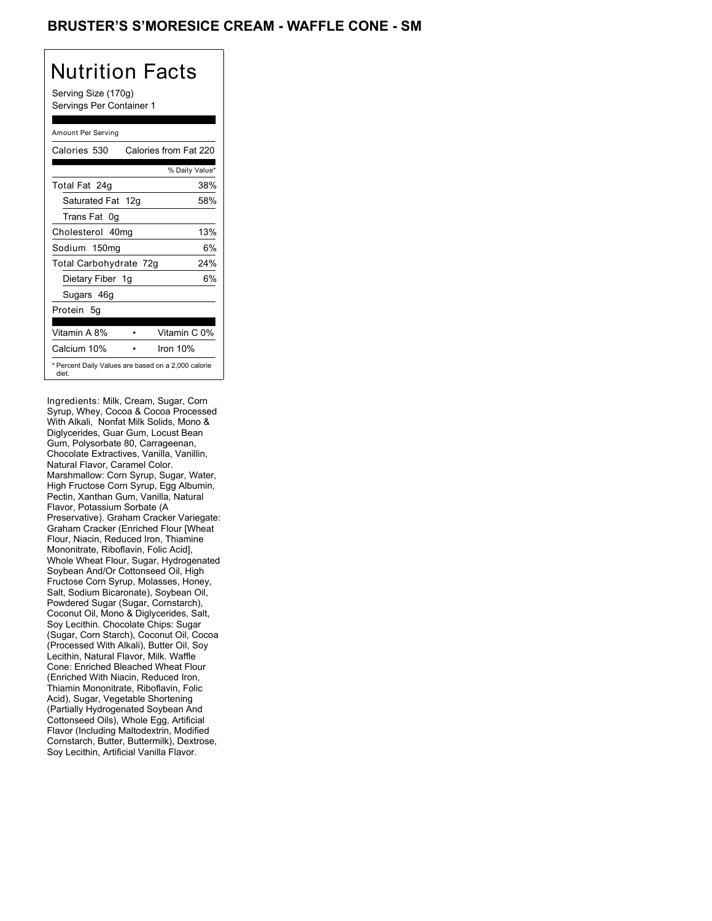# BRUSTER'S S'MORESICE CREAM - WAFFLE CONE - SM

## Nutrition Facts

Serving Size (170g)
Servings Per Container 1

Amount Per Serving

| Calories 530 | Calories from Fat 220 |
| --- | --- |
| | % Daily Value* |
| Total Fat 24g | 38% |
| Saturated Fat 12g | 58% |
| Trans Fat 0g | |
| Cholesterol 40mg | 13% |
| Sodium 150mg | 6% |
| Total Carbohydrate 72g | 24% |
| Dietary Fiber 1g | 6% |
| Sugars 46g | |
| Protein 5g | |

| Vitamin A 8% | • | Vitamin C 0% |
| --- | --- | --- |
| Calcium 10% | • | Iron 10% |

\* Percent Daily Values are based on a 2,000 calorie diet.

Ingredients: Milk, Cream, Sugar, Corn Syrup, Whey, Cocoa & Cocoa Processed With Alkali, Nonfat Milk Solids, Mono & Diglycerides, Guar Gum, Locust Bean Gum, Polysorbate 80, Carrageenan, Chocolate Extractives, Vanilla, Vanillin, Natural Flavor, Caramel Color. Marshmallow: Corn Syrup, Sugar, Water, High Fructose Corn Syrup, Egg Albumin, Pectin, Xanthan Gum, Vanilla, Natural Flavor, Potassium Sorbate (A Preservative). Graham Cracker Variegate: Graham Cracker (Enriched Flour [Wheat Flour, Niacin, Reduced Iron, Thiamine Mononitrate, Riboflavin, Folic Acid], Whole Wheat Flour, Sugar, Hydrogenated Soybean And/Or Cottonseed Oil, High Fructose Corn Syrup, Molasses, Honey, Salt, Sodium Bicaronate), Soybean Oil, Powdered Sugar (Sugar, Cornstarch), Coconut Oil, Mono & Diglycerides, Salt, Soy Lecithin. Chocolate Chips: Sugar (Sugar, Corn Starch), Coconut Oil, Cocoa (Processed With Alkali), Butter Oil, Soy Lecithin, Natural Flavor, Milk. Waffle Cone: Enriched Bleached Wheat Flour (Enriched With Niacin, Reduced Iron, Thiamin Mononitrate, Riboflavin, Folic Acid), Sugar, Vegetable Shortening (Partially Hydrogenated Soybean And Cottonseed Oils), Whole Egg, Artificial Flavor (Including Maltodextrin, Modified Cornstarch, Butter, Buttermilk), Dextrose, Soy Lecithin, Artificial Vanilla Flavor.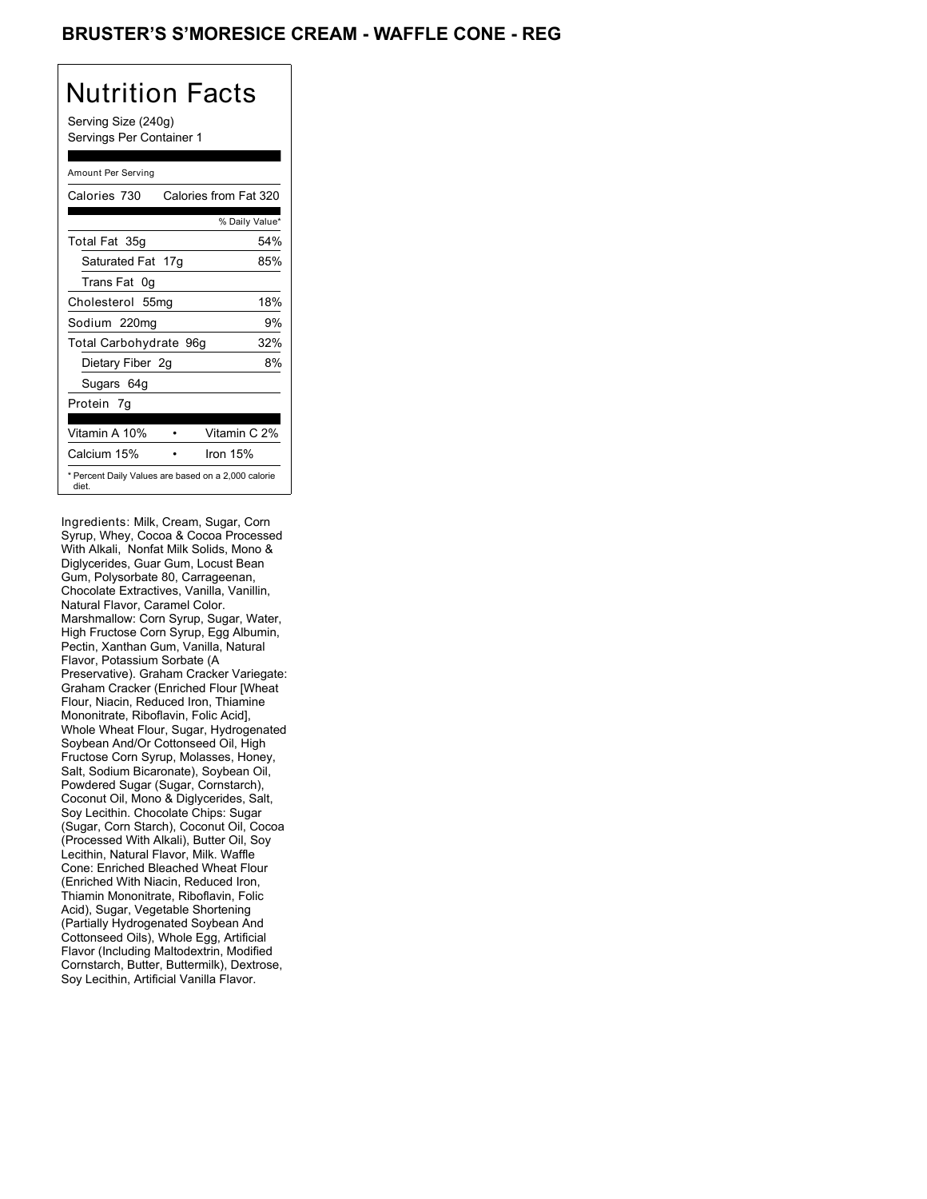# BRUSTER'S S'MORESICE CREAM - WAFFLE CONE - REG

## Nutrition Facts

Serving Size (240g)
Servings Per Container 1

Amount Per Serving

| Calories 730 | Calories from Fat 320 |
|---|---|
| | % Daily Value* |
| Total Fat 35g | 54% |
| Saturated Fat 17g | 85% |
| Trans Fat 0g | |
| Cholesterol 55mg | 18% |
| Sodium 220mg | 9% |
| Total Carbohydrate 96g | 32% |
| Dietary Fiber 2g | 8% |
| Sugars 64g | |
| Protein 7g | |

| Vitamin A 10% | • | Vitamin C 2% |
|---|---|---|
| Calcium 15% | • | Iron 15% |

* Percent Daily Values are based on a 2,000 calorie diet.

Ingredients: Milk, Cream, Sugar, Corn Syrup, Whey, Cocoa & Cocoa Processed With Alkali, Nonfat Milk Solids, Mono & Diglycerides, Guar Gum, Locust Bean Gum, Polysorbate 80, Carrageenan, Chocolate Extractives, Vanilla, Vanillin, Natural Flavor, Caramel Color. Marshmallow: Corn Syrup, Sugar, Water, High Fructose Corn Syrup, Egg Albumin, Pectin, Xanthan Gum, Vanilla, Natural Flavor, Potassium Sorbate (A Preservative). Graham Cracker Variegate: Graham Cracker (Enriched Flour [Wheat Flour, Niacin, Reduced Iron, Thiamine Mononitrate, Riboflavin, Folic Acid], Whole Wheat Flour, Sugar, Hydrogenated Soybean And/Or Cottonseed Oil, High Fructose Corn Syrup, Molasses, Honey, Salt, Sodium Bicaronate), Soybean Oil, Powdered Sugar (Sugar, Cornstarch), Coconut Oil, Mono & Diglycerides, Salt, Soy Lecithin. Chocolate Chips: Sugar (Sugar, Corn Starch), Coconut Oil, Cocoa (Processed With Alkali), Butter Oil, Soy Lecithin, Natural Flavor, Milk. Waffle Cone: Enriched Bleached Wheat Flour (Enriched With Niacin, Reduced Iron, Thiamin Mononitrate, Riboflavin, Folic Acid), Sugar, Vegetable Shortening (Partially Hydrogenated Soybean And Cottonseed Oils), Whole Egg, Artificial Flavor (Including Maltodextrin, Modified Cornstarch, Butter, Buttermilk), Dextrose, Soy Lecithin, Artificial Vanilla Flavor.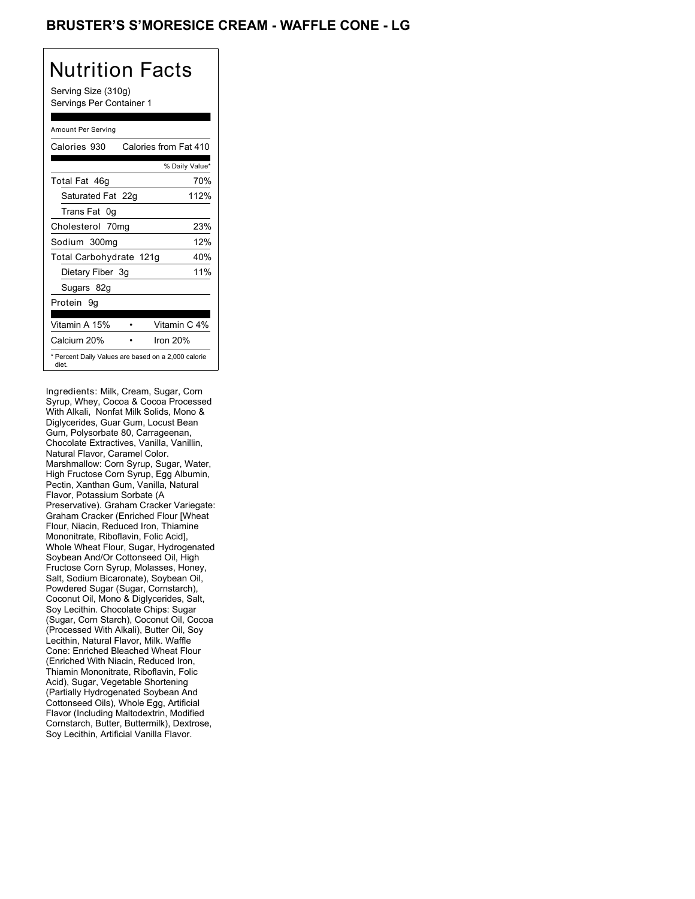## BRUSTER'S S'MORESICE CREAM - WAFFLE CONE - LG

# Nutrition Facts

Serving Size (310g)
Servings Per Container 1

Amount Per Serving

| | |
|---|---|
| Calories 930 | Calories from Fat 410 |
| | % Daily Value* |
| Total Fat 46g | 70% |
| Saturated Fat 22g | 112% |
| Trans Fat 0g | |
| Cholesterol 70mg | 23% |
| Sodium 300mg | 12% |
| Total Carbohydrate 121g | 40% |
| Dietary Fiber 3g | 11% |
| Sugars 82g | |
| Protein 9g | |
| Vitamin A 15% • | Vitamin C 4% |
| Calcium 20% • | Iron 20% |

* Percent Daily Values are based on a 2,000 calorie diet.

Ingredients: Milk, Cream, Sugar, Corn Syrup, Whey, Cocoa & Cocoa Processed With Alkali, Nonfat Milk Solids, Mono & Diglycerides, Guar Gum, Locust Bean Gum, Polysorbate 80, Carrageenan, Chocolate Extractives, Vanilla, Vanillin, Natural Flavor, Caramel Color. Marshmallow: Corn Syrup, Sugar, Water, High Fructose Corn Syrup, Egg Albumin, Pectin, Xanthan Gum, Vanilla, Natural Flavor, Potassium Sorbate (A Preservative). Graham Cracker Variegate: Graham Cracker (Enriched Flour [Wheat Flour, Niacin, Reduced Iron, Thiamine Mononitrate, Riboflavin, Folic Acid], Whole Wheat Flour, Sugar, Hydrogenated Soybean And/Or Cottonseed Oil, High Fructose Corn Syrup, Molasses, Honey, Salt, Sodium Bicaronate), Soybean Oil, Powdered Sugar (Sugar, Cornstarch), Coconut Oil, Mono & Diglycerides, Salt, Soy Lecithin. Chocolate Chips: Sugar (Sugar, Corn Starch), Coconut Oil, Cocoa (Processed With Alkali), Butter Oil, Soy Lecithin, Natural Flavor, Milk. Waffle Cone: Enriched Bleached Wheat Flour (Enriched With Niacin, Reduced Iron, Thiamin Mononitrate, Riboflavin, Folic Acid), Sugar, Vegetable Shortening (Partially Hydrogenated Soybean And Cottonseed Oils), Whole Egg, Artificial Flavor (Including Maltodextrin, Modified Cornstarch, Butter, Buttermilk), Dextrose, Soy Lecithin, Artificial Vanilla Flavor.